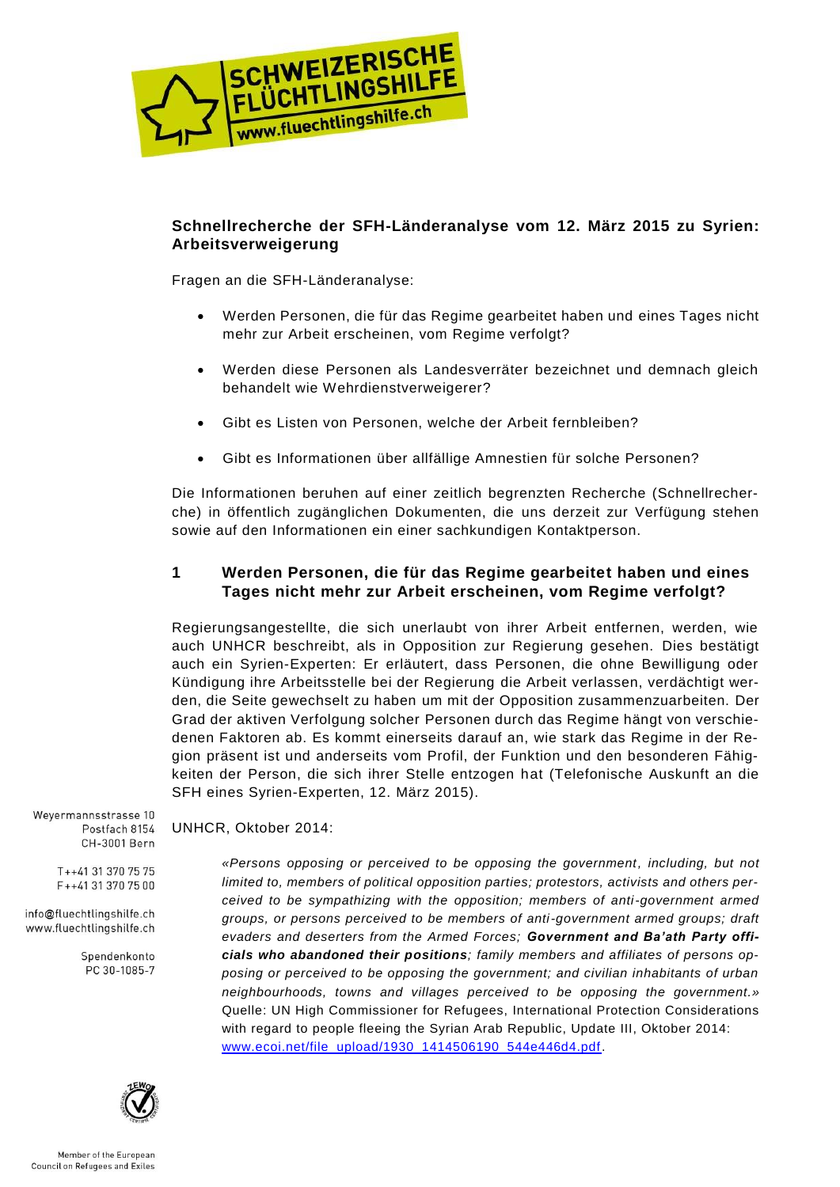## Schnellrecherche der SFH-Länderanalyse vom 12. März 2015 zu Syrien: Arbeitsverweigerung

Fragen an die SFH-Länderanalyse:

- Werden Personen, die für das Regime gearbeitet haben und eines Tages nicht mehr zur Arbeit erscheinen, vom Regime verfolgt?
- Werden diese Personen als Landesverräter bezeichnet und demnach gleich behandelt wie Wehrdienstverweigerer?
- Gibt es Listen von Personen, welche der Arbeit fernbleiben?
- Gibt es Informationen über allfällige Amnestien für solche Personen?

Die Informationen beruhen auf einer zeitlich begrenzten Recherche (Schnellrecherche) in öffentlich zugänglichen Dokumenten, die uns derzeit zur Verfügung stehen sowie auf den Informationen ein einer sachkundigen Kontaktperson.

### 1 Werden Personen, die für das Regime gearbeitet haben und eines Tages nicht mehr zur Arbeit erscheinen, vom Regime verfolgt?

Regierungsangestellte, die sich unerlaubt von ihrer Arbeit entfernen, werden, wie auch UNHCR beschreibt, als in Opposition zur Regierung gesehen. Dies bestätigt auch ein Syrien-Experten: Er erläutert, dass Personen, die ohne Bewilligung oder Kündigung ihre Arbeitsstelle bei der Regierung die Arbeit verlassen, verdächtigt werden, die Seite gewechselt zu haben um mit der Opposition zusammenzuarbeiten. Der Grad der aktiven Verfolgung solcher Personen durch das Regime hängt von verschiedenen Faktoren ab. Es kommt einerseits darauf an, wie stark das Regime in der Region präsent ist und anderseits vom Profil, der Funktion und den besonderen Fähigkeiten der Person, die sich ihrer Stelle entzogen hat (Telefonische Auskunft an die SFH eines Syrien-Experten, 12. März 2015).

UNHCR, Oktober 2014:

> *«Persons opposing or perceived to be opposing the government, including, but not limited to, members of political opposition parties; protestors, activists and others perceived to be sympathizing with the opposition; members of anti-government armed groups, or persons perceived to be members of anti-government armed groups; draft evaders and deserters from the Armed Forces;* ***Government and Ba'ath Party officials who abandoned their positions****; family members and affiliates of persons opposing or perceived to be opposing the government; and civilian inhabitants of urban neighbourhoods, towns and villages perceived to be opposing the government.»*
> Quelle: UN High Commissioner for Refugees, International Protection Considerations with regard to people fleeing the Syrian Arab Republic, Update III, Oktober 2014: [www.ecoi.net/file_upload/1930_1414506190_544e446d4.pdf](www.ecoi.net/file_upload/1930_1414506190_544e446d4.pdf).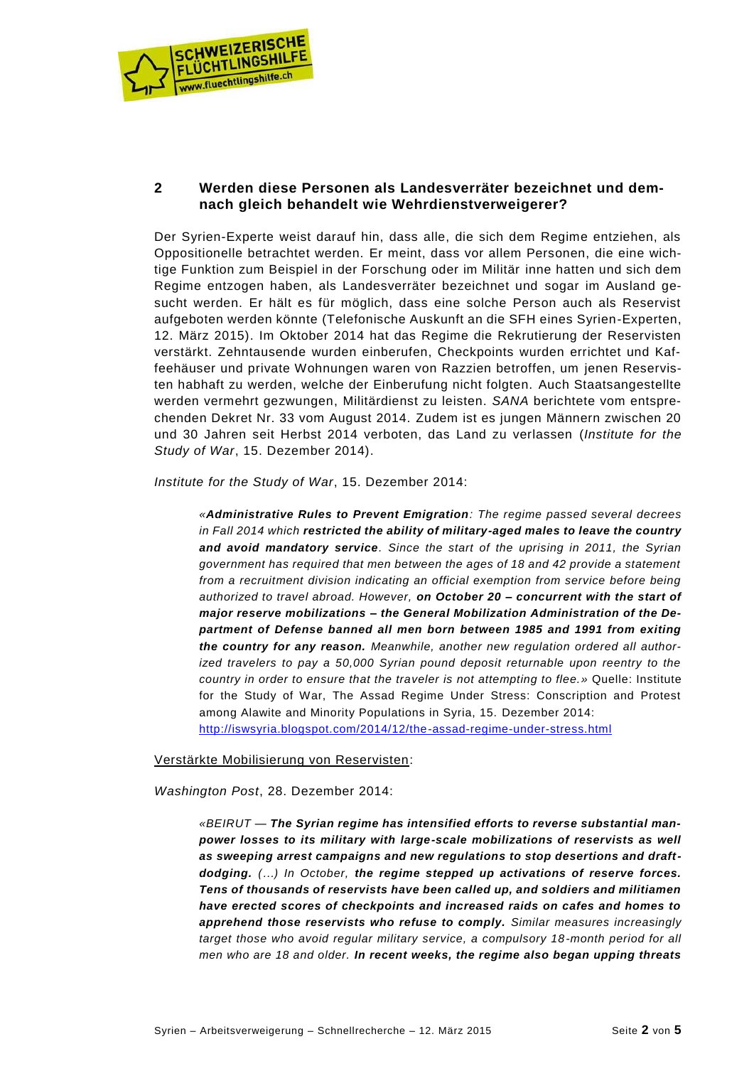## 2 Werden diese Personen als Landesverräter bezeichnet und demnach gleich behandelt wie Wehrdienstverweigerer?

Der Syrien-Experte weist darauf hin, dass alle, die sich dem Regime entziehen, als Oppositionelle betrachtet werden. Er meint, dass vor allem Personen, die eine wichtige Funktion zum Beispiel in der Forschung oder im Militär inne hatten und sich dem Regime entzogen haben, als Landesverräter bezeichnet und sogar im Ausland gesucht werden. Er hält es für möglich, dass eine solche Person auch als Reservist aufgeboten werden könnte (Telefonische Auskunft an die SFH eines Syrien-Experten, 12. März 2015). Im Oktober 2014 hat das Regime die Rekrutierung der Reservisten verstärkt. Zehntausende wurden einberufen, Checkpoints wurden errichtet und Kaffeehäuser und private Wohnungen waren von Razzien betroffen, um jenen Reservisten habhaft zu werden, welche der Einberufung nicht folgten. Auch Staatsangestellte werden vermehrt gezwungen, Militärdienst zu leisten. *SANA* berichtete vom entsprechenden Dekret Nr. 33 vom August 2014. Zudem ist es jungen Männern zwischen 20 und 30 Jahren seit Herbst 2014 verboten, das Land zu verlassen (*Institute for the Study of War*, 15. Dezember 2014).

*Institute for the Study of War*, 15. Dezember 2014:

> *«**Administrative Rules to Prevent Emigration**: The regime passed several decrees in Fall 2014 which **restricted the ability of military-aged males to leave the country and avoid mandatory service**. Since the start of the uprising in 2011, the Syrian government has required that men between the ages of 18 and 42 provide a statement from a recruitment division indicating an official exemption from service before being authorized to travel abroad. However, **on October 20 – concurrent with the start of major reserve mobilizations – the General Mobilization Administration of the Department of Defense banned all men born between 1985 and 1991 from exiting the country for any reason.** Meanwhile, another new regulation ordered all authorized travelers to pay a 50,000 Syrian pound deposit returnable upon reentry to the country in order to ensure that the traveler is not attempting to flee.»* Quelle: Institute for the Study of War, The Assad Regime Under Stress: Conscription and Protest among Alawite and Minority Populations in Syria, 15. Dezember 2014: http://iswsyria.blogspot.com/2014/12/the-assad-regime-under-stress.html

Verstärkte Mobilisierung von Reservisten:

*Washington Post*, 28. Dezember 2014:

> *«BEIRUT — **The Syrian regime has intensified efforts to reverse substantial manpower losses to its military with large-scale mobilizations of reservists as well as sweeping arrest campaigns and new regulations to stop desertions and draft-dodging.** (…) In October, **the regime stepped up activations of reserve forces. Tens of thousands of reservists have been called up, and soldiers and militiamen have erected scores of checkpoints and increased raids on cafes and homes to apprehend those reservists who refuse to comply.** Similar measures increasingly target those who avoid regular military service, a compulsory 18-month period for all men who are 18 and older. **In recent weeks, the regime also began upping threats***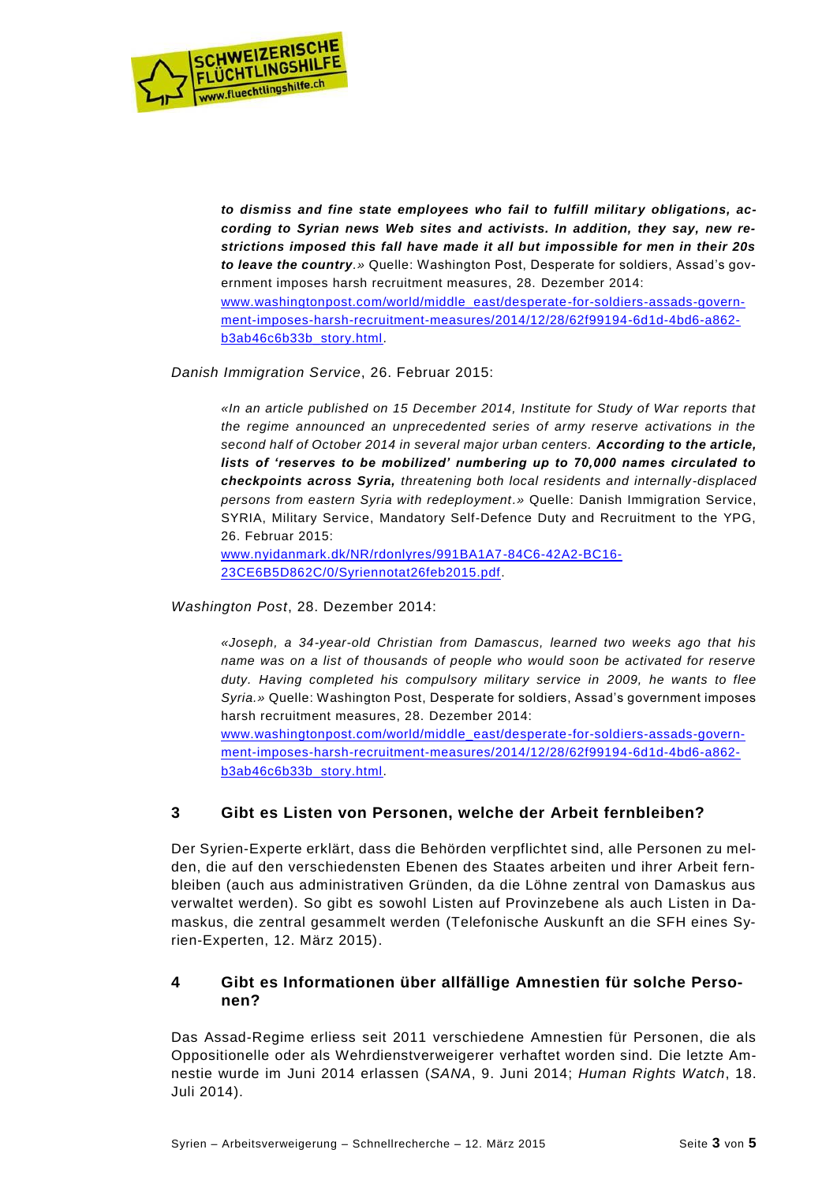***to dismiss and fine state employees who fail to fulfill military obligations, according to Syrian news Web sites and activists. In addition, they say, new restrictions imposed this fall have made it all but impossible for men in their 20s to leave the country**.»* Quelle: Washington Post, Desperate for soldiers, Assad's government imposes harsh recruitment measures, 28. Dezember 2014: [www.washingtonpost.com/world/middle_east/desperate-for-soldiers-assads-government-imposes-harsh-recruitment-measures/2014/12/28/62f99194-6d1d-4bd6-a862-b3ab46c6b33b_story.html](www.washingtonpost.com/world/middle_east/desperate-for-soldiers-assads-government-imposes-harsh-recruitment-measures/2014/12/28/62f99194-6d1d-4bd6-a862-b3ab46c6b33b_story.html).

*Danish Immigration Service*, 26. Februar 2015:

> *«In an article published on 15 December 2014, Institute for Study of War reports that the regime announced an unprecedented series of army reserve activations in the second half of October 2014 in several major urban centers.* ***According to the article, lists of 'reserves to be mobilized' numbering up to 70,000 names circulated to checkpoints across Syria,*** *threatening both local residents and internally-displaced persons from eastern Syria with redeployment.»* Quelle: Danish Immigration Service, SYRIA, Military Service, Mandatory Self-Defence Duty and Recruitment to the YPG, 26. Februar 2015: [www.nyidanmark.dk/NR/rdonlyres/991BA1A7-84C6-42A2-BC16-23CE6B5D862C/0/Syriennotat26feb2015.pdf](www.nyidanmark.dk/NR/rdonlyres/991BA1A7-84C6-42A2-BC16-23CE6B5D862C/0/Syriennotat26feb2015.pdf).

*Washington Post*, 28. Dezember 2014:

> *«Joseph, a 34-year-old Christian from Damascus, learned two weeks ago that his name was on a list of thousands of people who would soon be activated for reserve duty. Having completed his compulsory military service in 2009, he wants to flee Syria.»* Quelle: Washington Post, Desperate for soldiers, Assad's government imposes harsh recruitment measures, 28. Dezember 2014: [www.washingtonpost.com/world/middle_east/desperate-for-soldiers-assads-government-imposes-harsh-recruitment-measures/2014/12/28/62f99194-6d1d-4bd6-a862-b3ab46c6b33b_story.html](www.washingtonpost.com/world/middle_east/desperate-for-soldiers-assads-government-imposes-harsh-recruitment-measures/2014/12/28/62f99194-6d1d-4bd6-a862-b3ab46c6b33b_story.html).

## 3 Gibt es Listen von Personen, welche der Arbeit fernbleiben?

Der Syrien-Experte erklärt, dass die Behörden verpflichtet sind, alle Personen zu melden, die auf den verschiedensten Ebenen des Staates arbeiten und ihrer Arbeit fernbleiben (auch aus administrativen Gründen, da die Löhne zentral von Damaskus aus verwaltet werden). So gibt es sowohl Listen auf Provinzebene als auch Listen in Damaskus, die zentral gesammelt werden (Telefonische Auskunft an die SFH eines Syrien-Experten, 12. März 2015).

## 4 Gibt es Informationen über allfällige Amnestien für solche Personen?

Das Assad-Regime erliess seit 2011 verschiedene Amnestien für Personen, die als Oppositionelle oder als Wehrdienstverweigerer verhaftet worden sind. Die letzte Amnestie wurde im Juni 2014 erlassen (*SANA*, 9. Juni 2014; *Human Rights Watch*, 18. Juli 2014).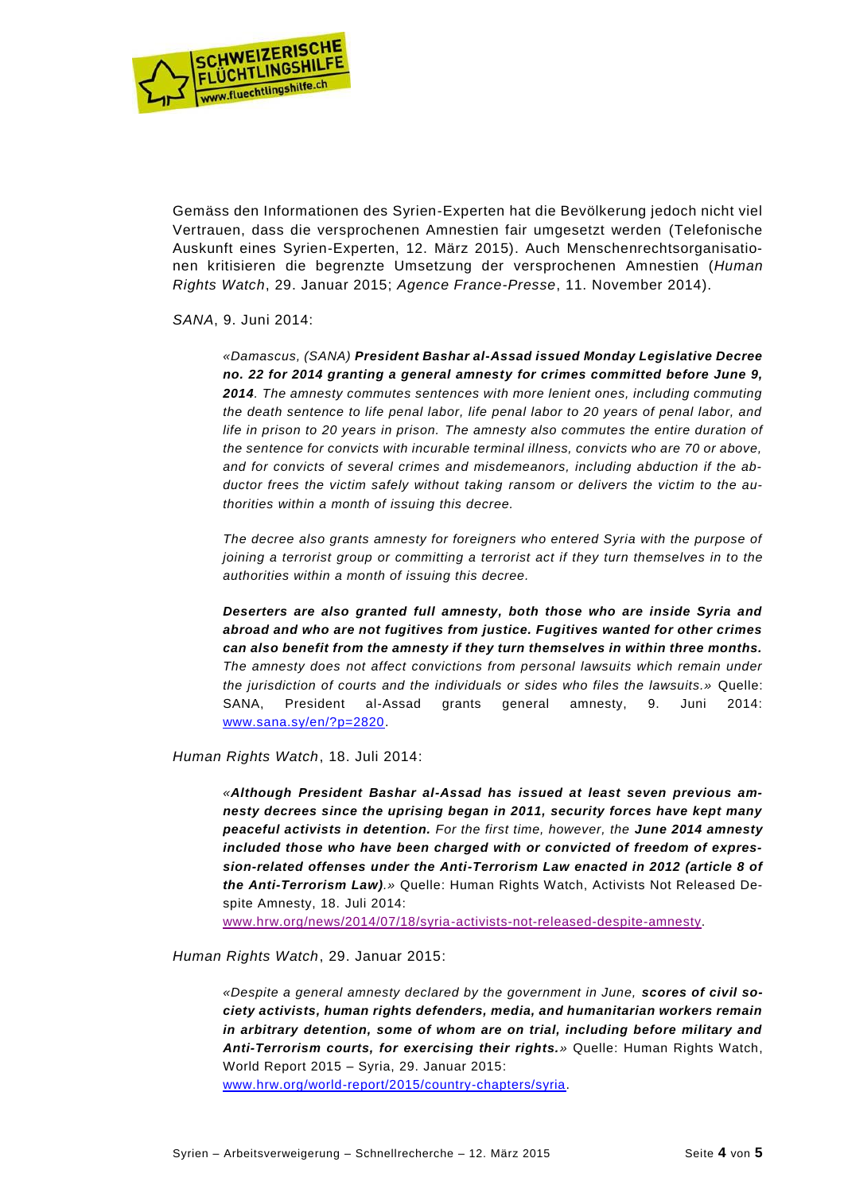Gemäss den Informationen des Syrien-Experten hat die Bevölkerung jedoch nicht viel Vertrauen, dass die versprochenen Amnestien fair umgesetzt werden (Telefonische Auskunft eines Syrien-Experten, 12. März 2015). Auch Menschenrechtsorganisationen kritisieren die begrenzte Umsetzung der versprochenen Amnestien (*Human Rights Watch*, 29. Januar 2015; *Agence France-Presse*, 11. November 2014).

*SANA*, 9. Juni 2014:

> *«Damascus, (SANA)* ***President Bashar al-Assad issued Monday Legislative Decree no. 22 for 2014 granting a general amnesty for crimes committed before June 9, 2014****. The amnesty commutes sentences with more lenient ones, including commuting the death sentence to life penal labor, life penal labor to 20 years of penal labor, and life in prison to 20 years in prison. The amnesty also commutes the entire duration of the sentence for convicts with incurable terminal illness, convicts who are 70 or above, and for convicts of several crimes and misdemeanors, including abduction if the abductor frees the victim safely without taking ransom or delivers the victim to the authorities within a month of issuing this decree.*
>
> *The decree also grants amnesty for foreigners who entered Syria with the purpose of joining a terrorist group or committing a terrorist act if they turn themselves in to the authorities within a month of issuing this decree.*
>
> ***Deserters are also granted full amnesty, both those who are inside Syria and abroad and who are not fugitives from justice. Fugitives wanted for other crimes can also benefit from the amnesty if they turn themselves in within three months.*** *The amnesty does not affect convictions from personal lawsuits which remain under the jurisdiction of courts and the individuals or sides who files the lawsuits.»* Quelle: SANA, President al-Assad grants general amnesty, 9. Juni 2014: www.sana.sy/en/?p=2820.

*Human Rights Watch*, 18. Juli 2014:

> *«****Although President Bashar al-Assad has issued at least seven previous amnesty decrees since the uprising began in 2011, security forces have kept many peaceful activists in detention.*** *For the first time, however, the* ***June 2014 amnesty included those who have been charged with or convicted of freedom of expression-related offenses under the Anti-Terrorism Law enacted in 2012 (article 8 of the Anti-Terrorism Law)****.»* Quelle: Human Rights Watch, Activists Not Released Despite Amnesty, 18. Juli 2014:
> www.hrw.org/news/2014/07/18/syria-activists-not-released-despite-amnesty.

*Human Rights Watch*, 29. Januar 2015:

> *«Despite a general amnesty declared by the government in June,* ***scores of civil society activists, human rights defenders, media, and humanitarian workers remain in arbitrary detention, some of whom are on trial, including before military and Anti-Terrorism courts, for exercising their rights.****»* Quelle: Human Rights Watch, World Report 2015 – Syria, 29. Januar 2015:
> www.hrw.org/world-report/2015/country-chapters/syria.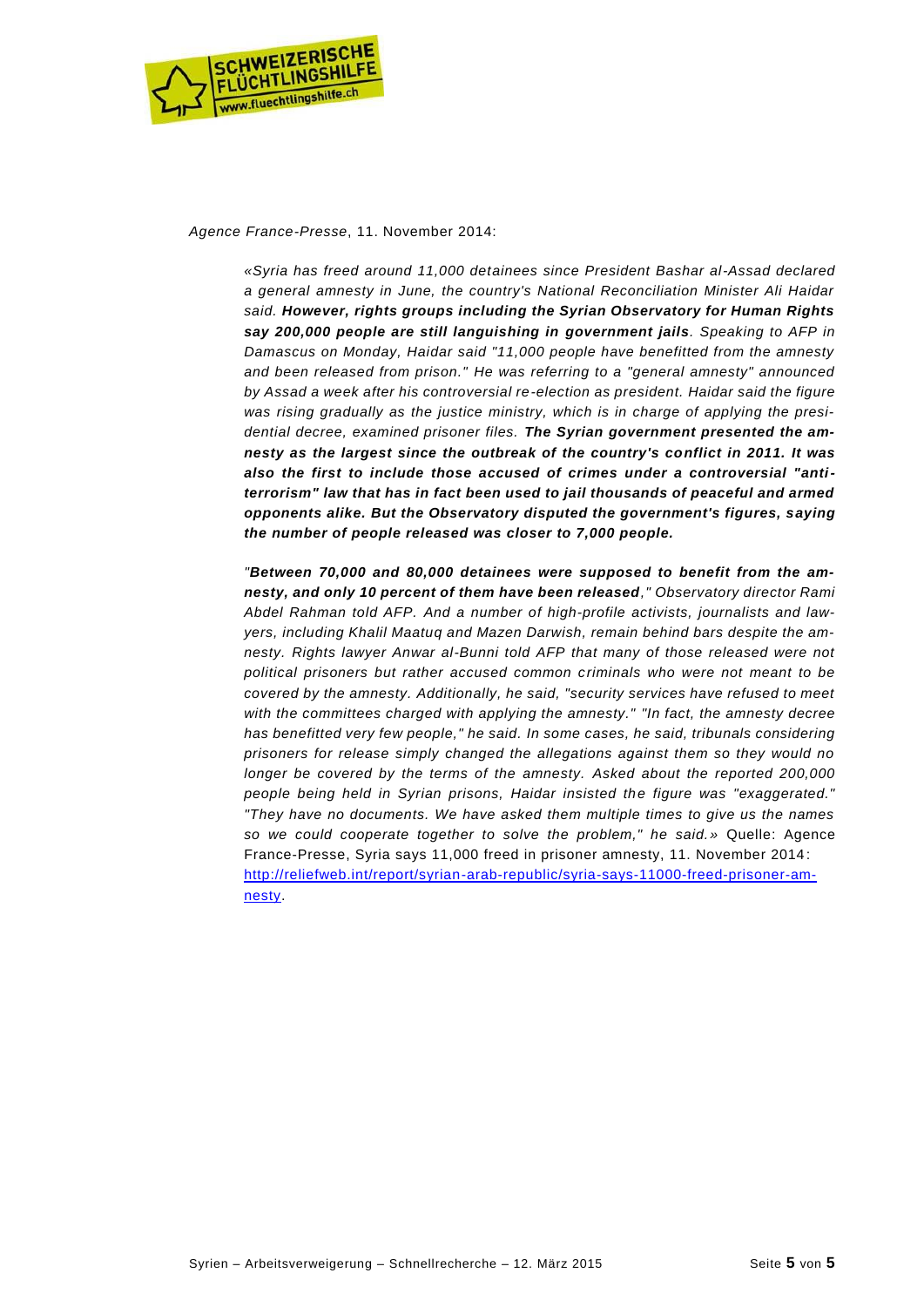*Agence France-Presse*, 11. November 2014:

> *«Syria has freed around 11,000 detainees since President Bashar al-Assad declared a general amnesty in June, the country's National Reconciliation Minister Ali Haidar said.* ***However, rights groups including the Syrian Observatory for Human Rights say 200,000 people are still languishing in government jails****. Speaking to AFP in Damascus on Monday, Haidar said "11,000 people have benefitted from the amnesty and been released from prison." He was referring to a "general amnesty" announced by Assad a week after his controversial re-election as president. Haidar said the figure was rising gradually as the justice ministry, which is in charge of applying the presidential decree, examined prisoner files.* ***The Syrian government presented the amnesty as the largest since the outbreak of the country's conflict in 2011. It was also the first to include those accused of crimes under a controversial "anti-terrorism" law that has in fact been used to jail thousands of peaceful and armed opponents alike. But the Observatory disputed the government's figures, saying the number of people released was closer to 7,000 people.***
>
> *"****Between 70,000 and 80,000 detainees were supposed to benefit from the amnesty, and only 10 percent of them have been released****," Observatory director Rami Abdel Rahman told AFP. And a number of high-profile activists, journalists and lawyers, including Khalil Maatuq and Mazen Darwish, remain behind bars despite the amnesty. Rights lawyer Anwar al-Bunni told AFP that many of those released were not political prisoners but rather accused common criminals who were not meant to be covered by the amnesty. Additionally, he said, "security services have refused to meet with the committees charged with applying the amnesty." "In fact, the amnesty decree has benefitted very few people," he said. In some cases, he said, tribunals considering prisoners for release simply changed the allegations against them so they would no longer be covered by the terms of the amnesty. Asked about the reported 200,000 people being held in Syrian prisons, Haidar insisted the figure was "exaggerated." "They have no documents. We have asked them multiple times to give us the names so we could cooperate together to solve the problem," he said.»* Quelle: Agence France-Presse, Syria says 11,000 freed in prisoner amnesty, 11. November 2014: [http://reliefweb.int/report/syrian-arab-republic/syria-says-11000-freed-prisoner-amnesty](http://reliefweb.int/report/syrian-arab-republic/syria-says-11000-freed-prisoner-amnesty).